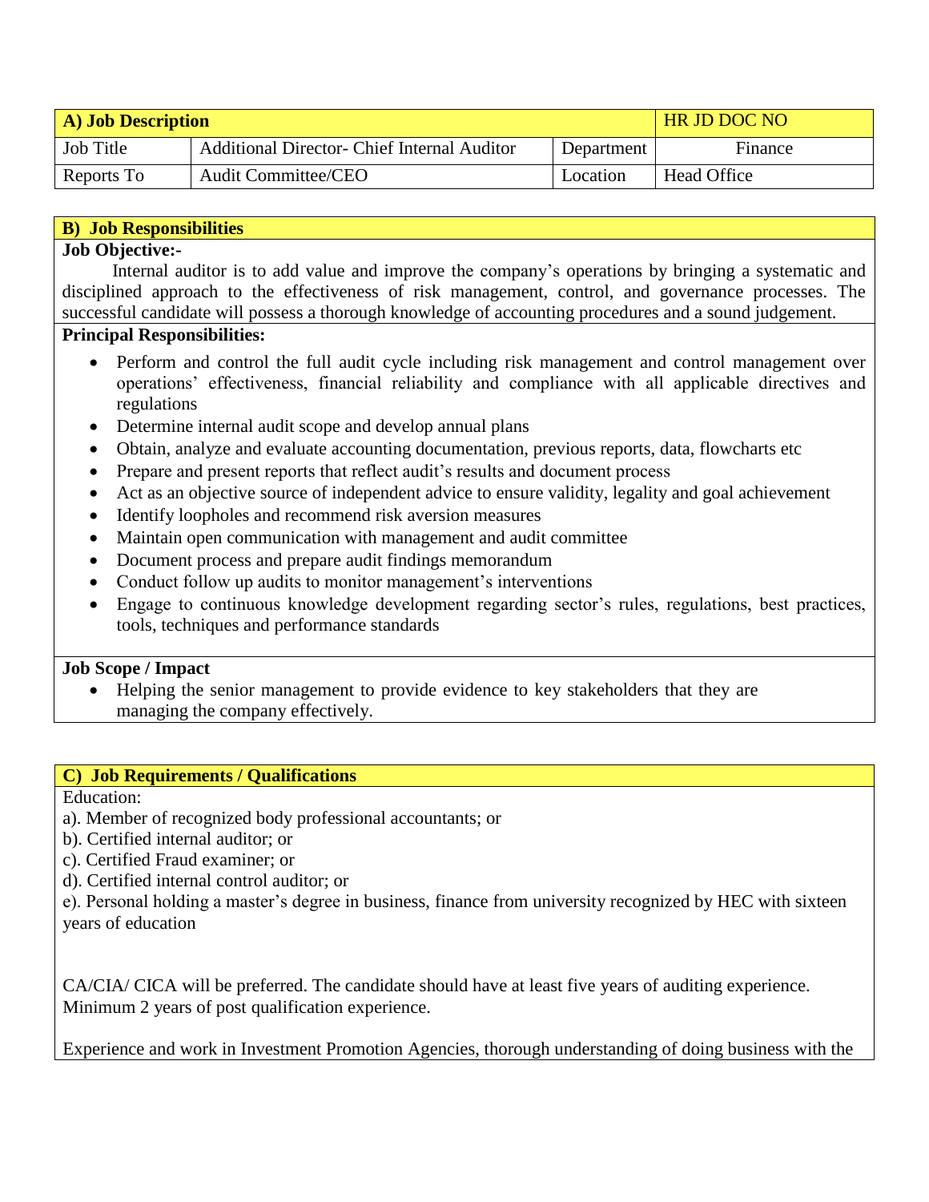| A) Job Description | | | HR JD DOC NO |
|---|---|---|---|
| Job Title | Additional Director- Chief Internal Auditor | Department | Finance |
| Reports To | Audit Committee/CEO | Location | Head Office |

## B) Job Responsibilities

**Job Objective:-**

Internal auditor is to add value and improve the company's operations by bringing a systematic and disciplined approach to the effectiveness of risk management, control, and governance processes. The successful candidate will possess a thorough knowledge of accounting procedures and a sound judgement.

**Principal Responsibilities:**

- Perform and control the full audit cycle including risk management and control management over operations' effectiveness, financial reliability and compliance with all applicable directives and regulations
- Determine internal audit scope and develop annual plans
- Obtain, analyze and evaluate accounting documentation, previous reports, data, flowcharts etc
- Prepare and present reports that reflect audit's results and document process
- Act as an objective source of independent advice to ensure validity, legality and goal achievement
- Identify loopholes and recommend risk aversion measures
- Maintain open communication with management and audit committee
- Document process and prepare audit findings memorandum
- Conduct follow up audits to monitor management's interventions
- Engage to continuous knowledge development regarding sector's rules, regulations, best practices, tools, techniques and performance standards

**Job Scope / Impact**

- Helping the senior management to provide evidence to key stakeholders that they are managing the company effectively.

## C) Job Requirements / Qualifications

Education:

a). Member of recognized body professional accountants; or

b). Certified internal auditor; or

c). Certified Fraud examiner; or

d). Certified internal control auditor; or

e). Personal holding a master's degree in business, finance from university recognized by HEC with sixteen years of education

CA/CIA/ CICA will be preferred. The candidate should have at least five years of auditing experience. Minimum 2 years of post qualification experience.

Experience and work in Investment Promotion Agencies, thorough understanding of doing business with the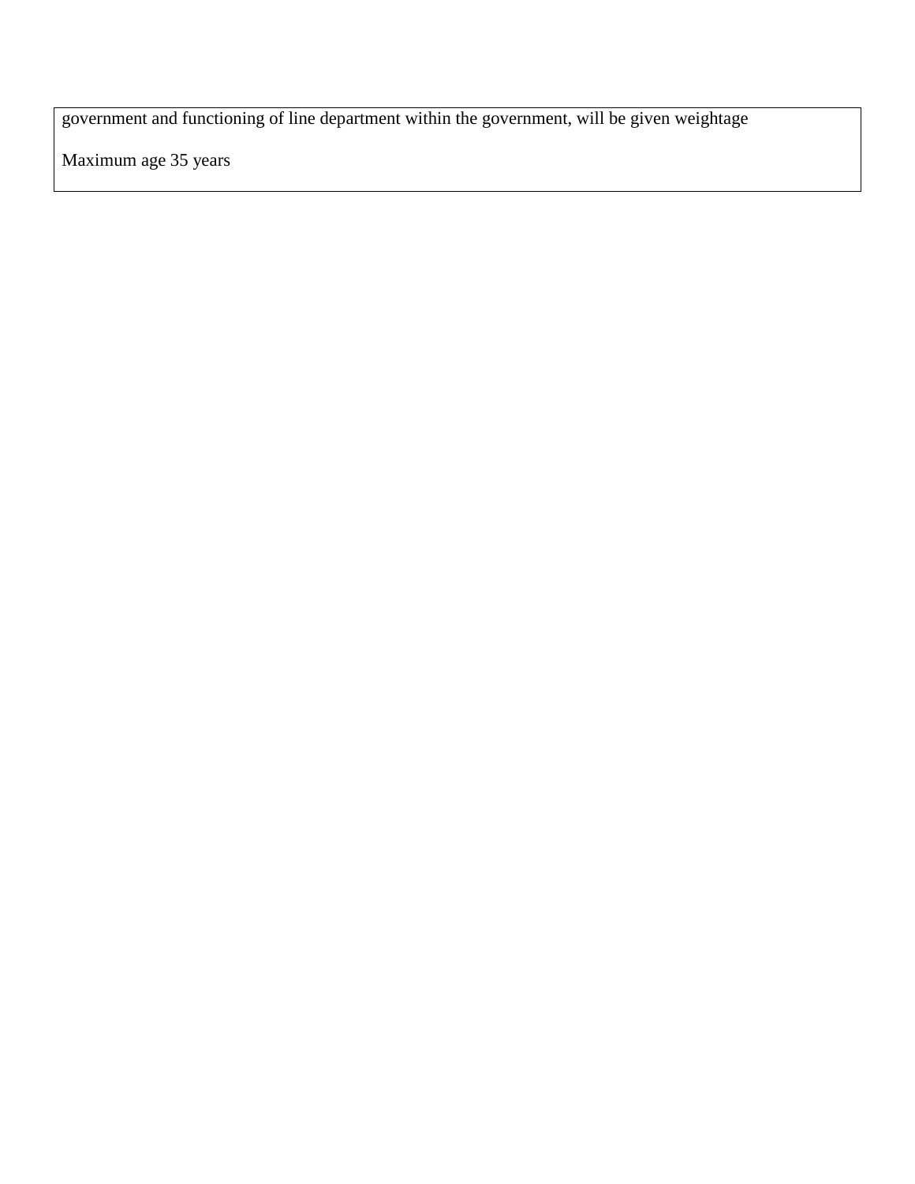| |
|---|
| government and functioning of line department within the government, will be given weightage<br><br>Maximum age 35 years |